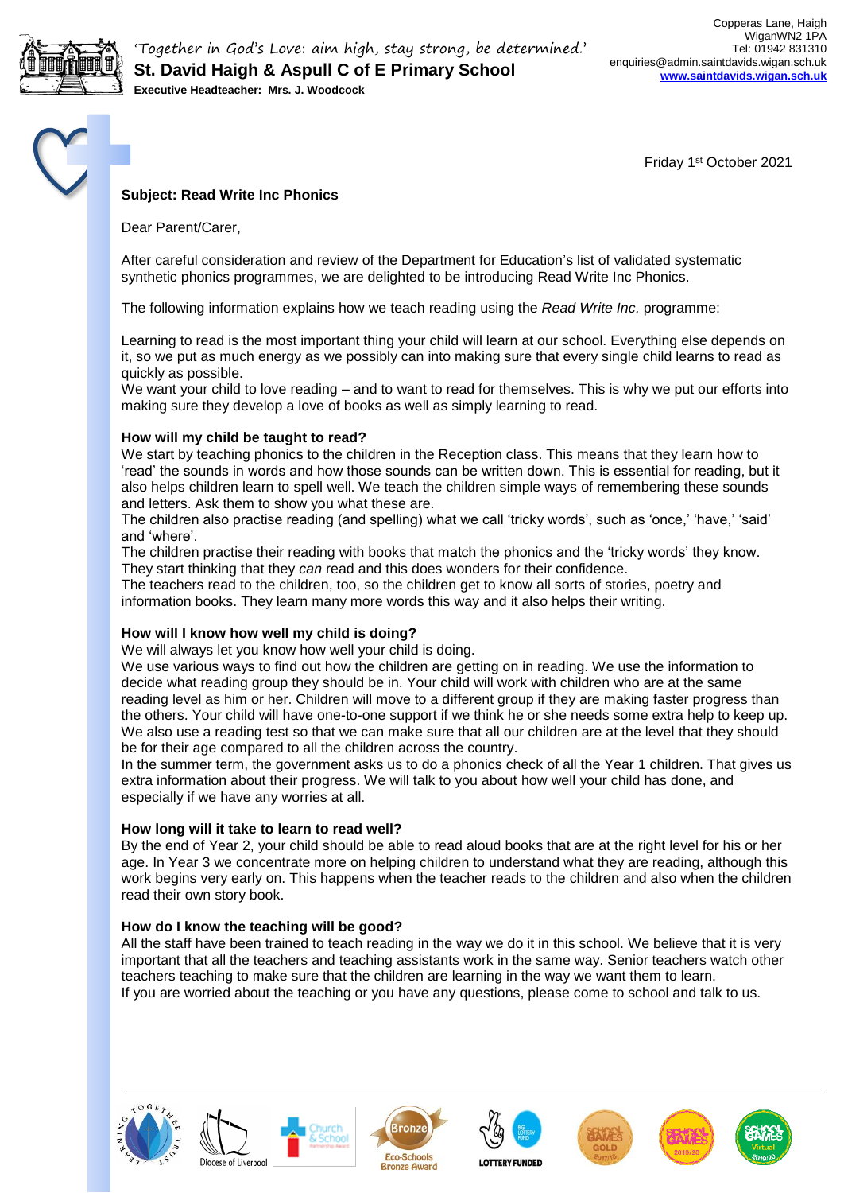'Together in God's Love: aim high, stay strong, be determined.'

**St. David Haigh & Aspull C of E Primary School**

**Executive Headteacher: Mrs. J. Woodcock**

Copperas Lane, Haigh
WiganWN2 1PA
Tel: 01942 831310
enquiries@admin.saintdavids.wigan.sch.uk
**www.saintdavids.wigan.sch.uk**

Friday 1st October 2021

**Subject: Read Write Inc Phonics**

Dear Parent/Carer,

After careful consideration and review of the Department for Education's list of validated systematic synthetic phonics programmes, we are delighted to be introducing Read Write Inc Phonics.

The following information explains how we teach reading using the *Read Write Inc.* programme:

Learning to read is the most important thing your child will learn at our school. Everything else depends on it, so we put as much energy as we possibly can into making sure that every single child learns to read as quickly as possible.
We want your child to love reading – and to want to read for themselves. This is why we put our efforts into making sure they develop a love of books as well as simply learning to read.

**How will my child be taught to read?**
We start by teaching phonics to the children in the Reception class. This means that they learn how to 'read' the sounds in words and how those sounds can be written down. This is essential for reading, but it also helps children learn to spell well. We teach the children simple ways of remembering these sounds and letters. Ask them to show you what these are.
The children also practise reading (and spelling) what we call 'tricky words', such as 'once,' 'have,' 'said' and 'where'.
The children practise their reading with books that match the phonics and the 'tricky words' they know. They start thinking that they *can* read and this does wonders for their confidence.
The teachers read to the children, too, so the children get to know all sorts of stories, poetry and information books. They learn many more words this way and it also helps their writing.

**How will I know how well my child is doing?**
We will always let you know how well your child is doing.
We use various ways to find out how the children are getting on in reading. We use the information to decide what reading group they should be in. Your child will work with children who are at the same reading level as him or her. Children will move to a different group if they are making faster progress than the others. Your child will have one-to-one support if we think he or she needs some extra help to keep up.
We also use a reading test so that we can make sure that all our children are at the level that they should be for their age compared to all the children across the country.
In the summer term, the government asks us to do a phonics check of all the Year 1 children. That gives us extra information about their progress. We will talk to you about how well your child has done, and especially if we have any worries at all.

**How long will it take to learn to read well?**
By the end of Year 2, your child should be able to read aloud books that are at the right level for his or her age. In Year 3 we concentrate more on helping children to understand what they are reading, although this work begins very early on. This happens when the teacher reads to the children and also when the children read their own story book.

**How do I know the teaching will be good?**
All the staff have been trained to teach reading in the way we do it in this school. We believe that it is very important that all the teachers and teaching assistants work in the same way. Senior teachers watch other teachers teaching to make sure that the children are learning in the way we want them to learn.
If you are worried about the teaching or you have any questions, please come to school and talk to us.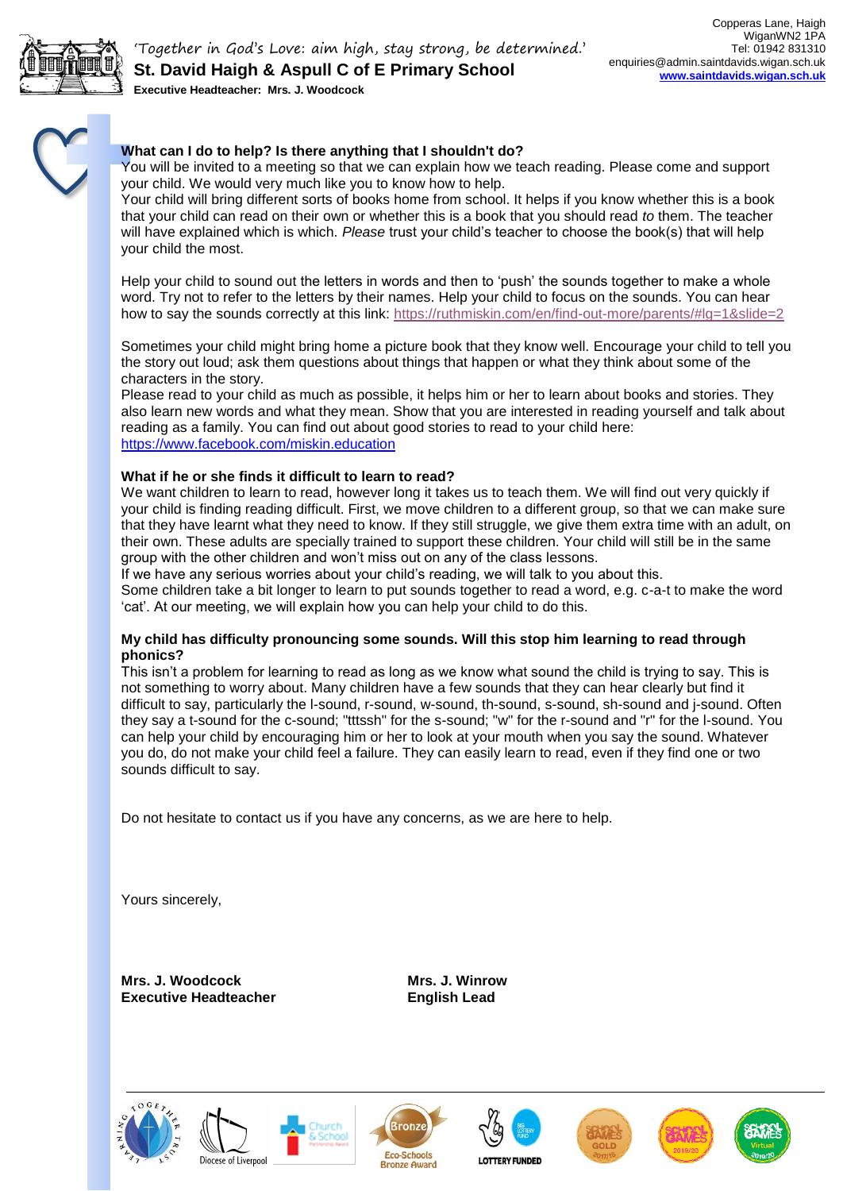'Together in God's Love: aim high, stay strong, be determined.'

**St. David Haigh & Aspull C of E Primary School**

**Executive Headteacher: Mrs. J. Woodcock**

Copperas Lane, Haigh
WiganWN2 1PA
Tel: 01942 831310
enquiries@admin.saintdavids.wigan.sch.uk
www.saintdavids.wigan.sch.uk

**What can I do to help? Is there anything that I shouldn't do?**

You will be invited to a meeting so that we can explain how we teach reading. Please come and support your child. We would very much like you to know how to help.

Your child will bring different sorts of books home from school. It helps if you know whether this is a book that your child can read on their own or whether this is a book that you should read *to* them. The teacher will have explained which is which. *Please* trust your child's teacher to choose the book(s) that will help your child the most.

Help your child to sound out the letters in words and then to 'push' the sounds together to make a whole word. Try not to refer to the letters by their names. Help your child to focus on the sounds. You can hear how to say the sounds correctly at this link: https://ruthmiskin.com/en/find-out-more/parents/#lg=1&slide=2

Sometimes your child might bring home a picture book that they know well. Encourage your child to tell you the story out loud; ask them questions about things that happen or what they think about some of the characters in the story.

Please read to your child as much as possible, it helps him or her to learn about books and stories. They also learn new words and what they mean. Show that you are interested in reading yourself and talk about reading as a family. You can find out about good stories to read to your child here: https://www.facebook.com/miskin.education

**What if he or she finds it difficult to learn to read?**

We want children to learn to read, however long it takes us to teach them. We will find out very quickly if your child is finding reading difficult. First, we move children to a different group, so that we can make sure that they have learnt what they need to know. If they still struggle, we give them extra time with an adult, on their own. These adults are specially trained to support these children. Your child will still be in the same group with the other children and won't miss out on any of the class lessons.

If we have any serious worries about your child's reading, we will talk to you about this.

Some children take a bit longer to learn to put sounds together to read a word, e.g. c-a-t to make the word 'cat'. At our meeting, we will explain how you can help your child to do this.

**My child has difficulty pronouncing some sounds. Will this stop him learning to read through phonics?**

This isn't a problem for learning to read as long as we know what sound the child is trying to say. This is not something to worry about. Many children have a few sounds that they can hear clearly but find it difficult to say, particularly the l-sound, r-sound, w-sound, th-sound, s-sound, sh-sound and j-sound. Often they say a t-sound for the c-sound; "tttssh" for the s-sound; "w" for the r-sound and "r" for the l-sound. You can help your child by encouraging him or her to look at your mouth when you say the sound. Whatever you do, do not make your child feel a failure. They can easily learn to read, even if they find one or two sounds difficult to say.

Do not hesitate to contact us if you have any concerns, as we are here to help.

Yours sincerely,

**Mrs. J. Woodcock**
**Executive Headteacher**

**Mrs. J. Winrow**
**English Lead**